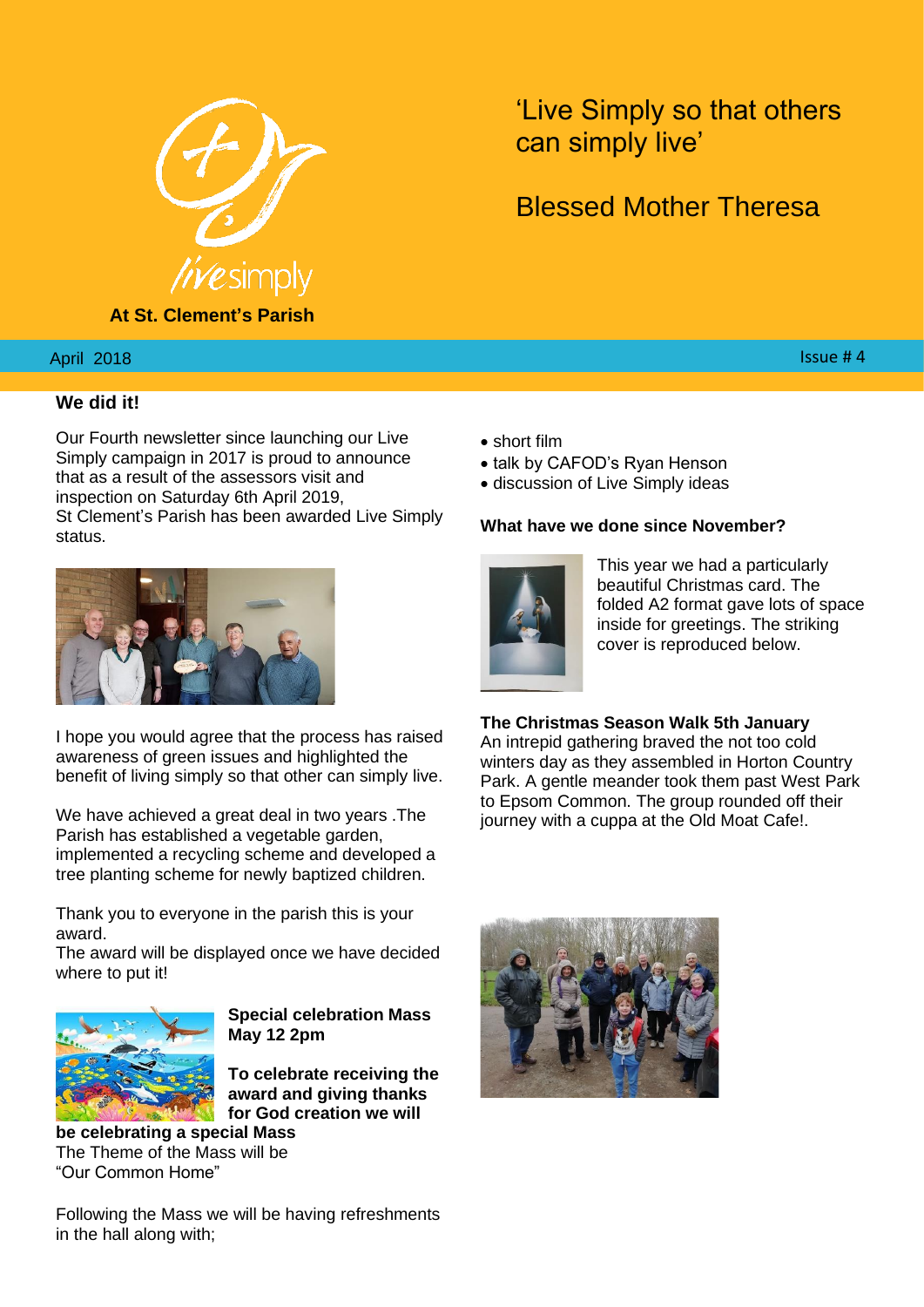# 'Live Simply so that others can simply live'

Blessed Mother Theresa

livesimply

**At St. Clement's Parish**

April 2018 | Issue # 4

## We did it!

Our Fourth newsletter since launching our Live Simply campaign in 2017 is proud to announce that as a result of the assessors visit and inspection on Saturday 6th April 2019, St Clement's Parish has been awarded Live Simply status.

I hope you would agree that the process has raised awareness of green issues and highlighted the benefit of living simply so that other can simply live.

We have achieved a great deal in two years .The Parish has established a vegetable garden, implemented a recycling scheme and developed a tree planting scheme for newly baptized children.

Thank you to everyone in the parish this is your award.
The award will be displayed once we have decided where to put it!

**Special celebration Mass May 12 2pm**

**To celebrate receiving the award and giving thanks for God creation we will be celebrating a special Mass**
The Theme of the Mass will be "Our Common Home"

Following the Mass we will be having refreshments in the hall along with;

- short film
- talk by CAFOD's Ryan Henson
- discussion of Live Simply ideas

**What have we done since November?**

This year we had a particularly beautiful Christmas card. The folded A2 format gave lots of space inside for greetings. The striking cover is reproduced below.

**The Christmas Season Walk 5th January**
An intrepid gathering braved the not too cold winters day as they assembled in Horton Country Park. A gentle meander took them past West Park to Epsom Common. The group rounded off their journey with a cuppa at the Old Moat Cafe!.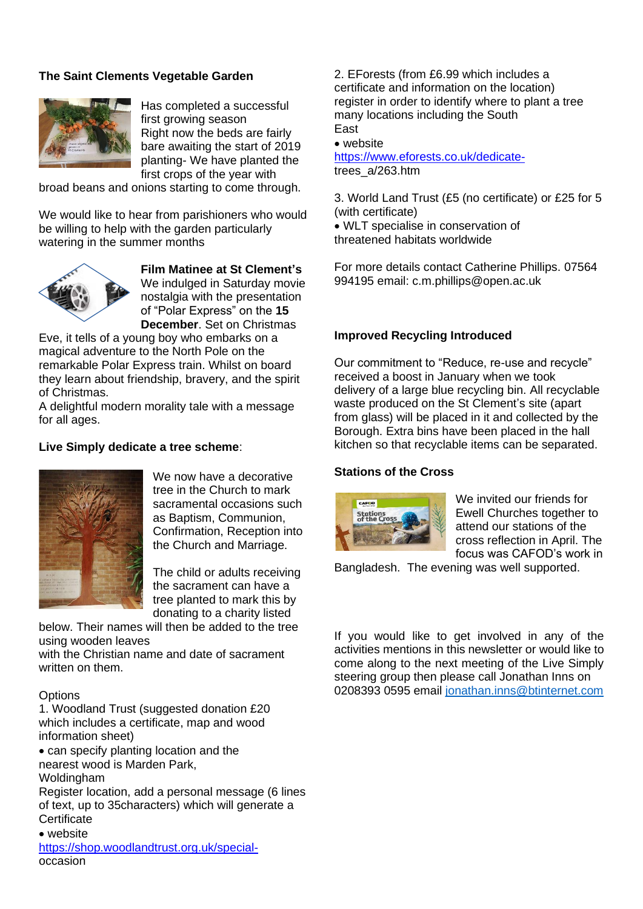**The Saint Clements Vegetable Garden**

Has completed a successful first growing season Right now the beds are fairly bare awaiting the start of 2019 planting- We have planted the first crops of the year with broad beans and onions starting to come through.

We would like to hear from parishioners who would be willing to help with the garden particularly watering in the summer months

**Film Matinee at St Clement's**

We indulged in Saturday movie nostalgia with the presentation of "Polar Express" on the **15 December**. Set on Christmas Eve, it tells of a young boy who embarks on a magical adventure to the North Pole on the remarkable Polar Express train. Whilst on board they learn about friendship, bravery, and the spirit of Christmas.

A delightful modern morality tale with a message for all ages.

**Live Simply dedicate a tree scheme**:

We now have a decorative tree in the Church to mark sacramental occasions such as Baptism, Communion, Confirmation, Reception into the Church and Marriage.

The child or adults receiving the sacrament can have a tree planted to mark this by donating to a charity listed below. Their names will then be added to the tree using wooden leaves

with the Christian name and date of sacrament written on them.

Options

1. Woodland Trust (suggested donation £20 which includes a certificate, map and wood information sheet)

• can specify planting location and the nearest wood is Marden Park, Woldingham

Register location, add a personal message (6 lines of text, up to 35characters) which will generate a Certificate

• website

https://shop.woodlandtrust.org.uk/special-occasion

2. EForests (from £6.99 which includes a certificate and information on the location) register in order to identify where to plant a tree many locations including the South East

• website

https://www.eforests.co.uk/dedicate-trees_a/263.htm

3. World Land Trust (£5 (no certificate) or £25 for 5 (with certificate)

• WLT specialise in conservation of threatened habitats worldwide

For more details contact Catherine Phillips. 07564 994195 email: c.m.phillips@open.ac.uk

**Improved Recycling Introduced**

Our commitment to "Reduce, re-use and recycle" received a boost in January when we took delivery of a large blue recycling bin. All recyclable waste produced on the St Clement's site (apart from glass) will be placed in it and collected by the Borough. Extra bins have been placed in the hall kitchen so that recyclable items can be separated.

**Stations of the Cross**

We invited our friends for Ewell Churches together to attend our stations of the cross reflection in April. The focus was CAFOD's work in Bangladesh. The evening was well supported.

If you would like to get involved in any of the activities mentions in this newsletter or would like to come along to the next meeting of the Live Simply steering group then please call Jonathan Inns on 0208393 0595 email jonathan.inns@btinternet.com